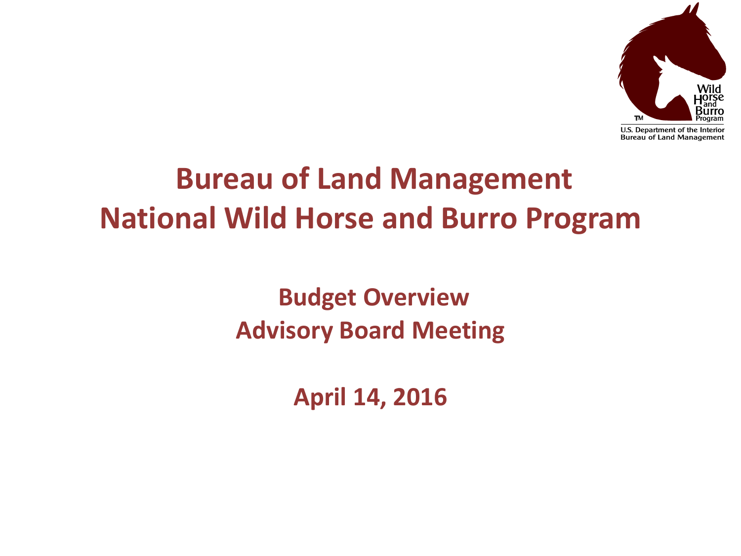# Bureau of Land Management
# National Wild Horse and Burro Program

## Budget Overview
## Advisory Board Meeting

**April 14, 2016**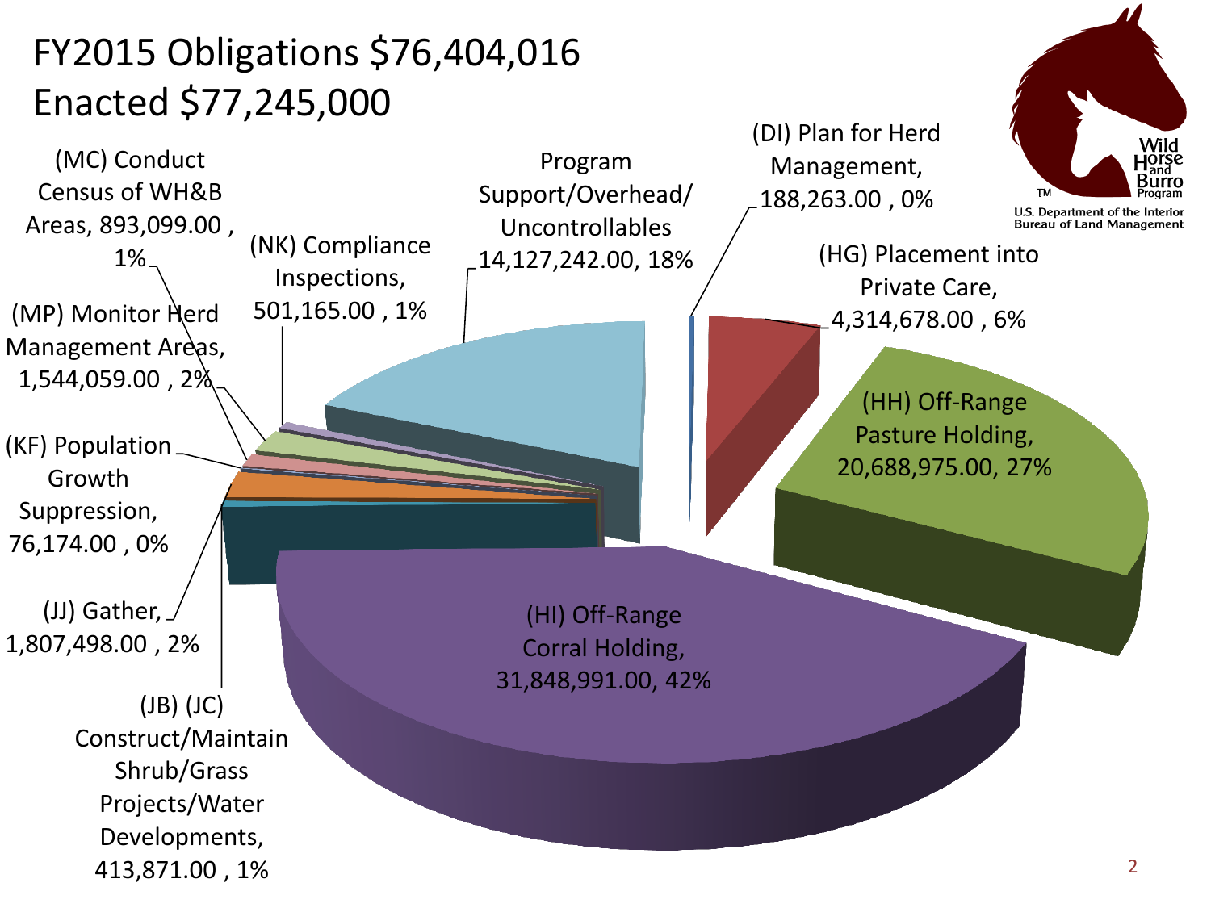# FY2015 Obligations $76,404,016
# Enacted $77,245,000

- (MC) Conduct Census of WH&B Areas, 893,099.00 , 1%
- (NK) Compliance Inspections, 501,165.00 , 1%
- Program Support/Overhead/ Uncontrollables 14,127,242.00, 18%
- (DI) Plan for Herd Management, 188,263.00 , 0%
- (HG) Placement into Private Care, 4,314,678.00 , 6%
- (MP) Monitor Herd Management Areas, 1,544,059.00 , 2%
- (HH) Off-Range Pasture Holding, 20,688,975.00, 27%
- (KF) Population Growth Suppression, 76,174.00 , 0%
- (JJ) Gather, 1,807,498.00 , 2%
- (HI) Off-Range Corral Holding, 31,848,991.00, 42%
- (JB) (JC) Construct/Maintain Shrub/Grass Projects/Water Developments, 413,871.00 , 1%

Wild Horse and Burro Program™
U.S. Department of the Interior
Bureau of Land Management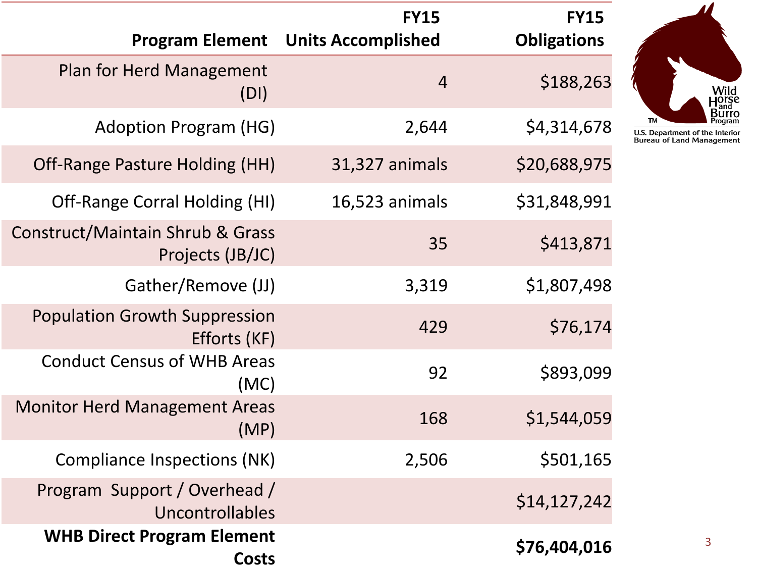| Program Element | FY15 Units Accomplished | FY15 Obligations |
|---|---|---|
| Plan for Herd Management (DI) | 4 | $188,263 |
| Adoption Program (HG) | 2,644 | $4,314,678 |
| Off-Range Pasture Holding (HH) | 31,327 animals | $20,688,975 |
| Off-Range Corral Holding (HI) | 16,523 animals | $31,848,991 |
| Construct/Maintain Shrub & Grass Projects (JB/JC) | 35 | $413,871 |
| Gather/Remove (JJ) | 3,319 | $1,807,498 |
| Population Growth Suppression Efforts (KF) | 429 | $76,174 |
| Conduct Census of WHB Areas (MC) | 92 | $893,099 |
| Monitor Herd Management Areas (MP) | 168 | $1,544,059 |
| Compliance Inspections (NK) | 2,506 | $501,165 |
| Program Support / Overhead / Uncontrollables | | $14,127,242 |
| **WHB Direct Program Element Costs** | | **$76,404,016** |

Wild Horse and Burro Program™

U.S. Department of the Interior
Bureau of Land Management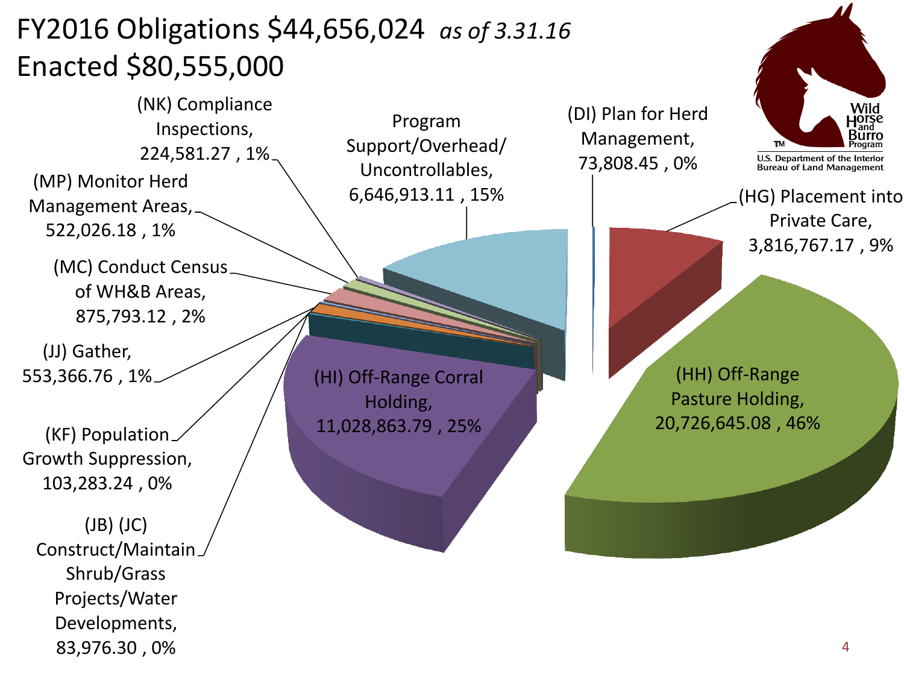# FY2016 Obligations $44,656,024 *as of 3.31.16*

# Enacted $80,555,000

| Category | Amount | Percent |
|---|---|---|
| (NK) Compliance Inspections | 224,581.27 | 1% |
| (MP) Monitor Herd Management Areas | 522,026.18 | 1% |
| (MC) Conduct Census of WH&B Areas | 875,793.12 | 2% |
| (JJ) Gather | 553,366.76 | 1% |
| (KF) Population Growth Suppression | 103,283.24 | 0% |
| (JB) (JC) Construct/Maintain Shrub/Grass Projects/Water Developments | 83,976.30 | 0% |
| Program Support/Overhead/ Uncontrollables | 6,646,913.11 | 15% |
| (DI) Plan for Herd Management | 73,808.45 | 0% |
| (HG) Placement into Private Care | 3,816,767.17 | 9% |
| (HH) Off-Range Pasture Holding | 20,726,645.08 | 46% |
| (HI) Off-Range Corral Holding | 11,028,863.79 | 25% |

Wild Horse and Burro Program™

U.S. Department of the Interior
Bureau of Land Management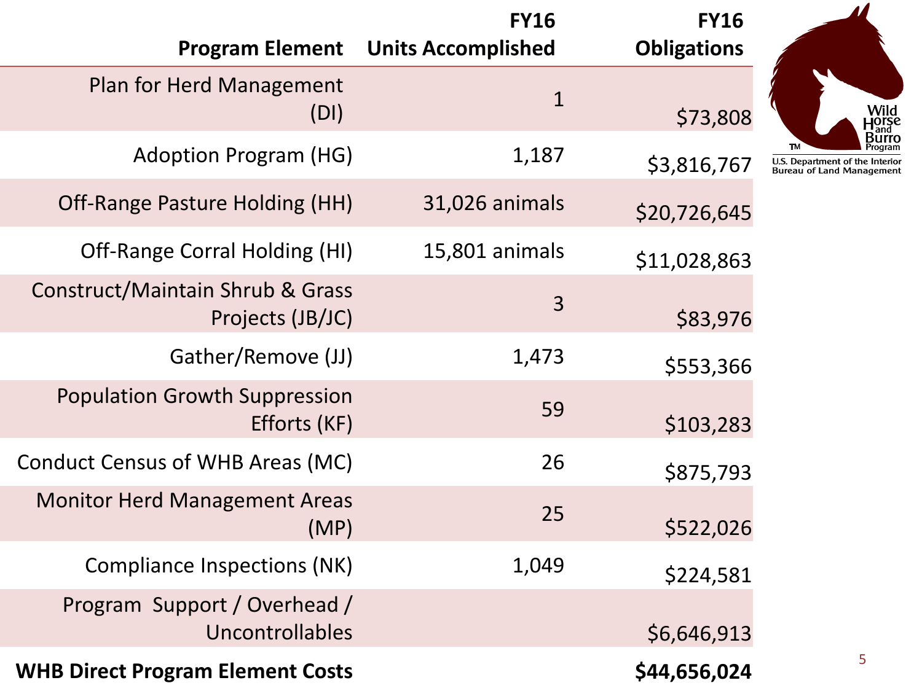| Program Element | FY16 Units Accomplished | FY16 Obligations |
|---|---|---|
| Plan for Herd Management (DI) | 1 | $73,808 |
| Adoption Program (HG) | 1,187 | $3,816,767 |
| Off-Range Pasture Holding (HH) | 31,026 animals | $20,726,645 |
| Off-Range Corral Holding (HI) | 15,801 animals | $11,028,863 |
| Construct/Maintain Shrub & Grass Projects (JB/JC) | 3 | $83,976 |
| Gather/Remove (JJ) | 1,473 | $553,366 |
| Population Growth Suppression Efforts (KF) | 59 | $103,283 |
| Conduct Census of WHB Areas (MC) | 26 | $875,793 |
| Monitor Herd Management Areas (MP) | 25 | $522,026 |
| Compliance Inspections (NK) | 1,049 | $224,581 |
| Program Support / Overhead / Uncontrollables | | $6,646,913 |
| **WHB Direct Program Element Costs** | | **$44,656,024** |

Wild Horse and Burro Program ™

U.S. Department of the Interior
Bureau of Land Management